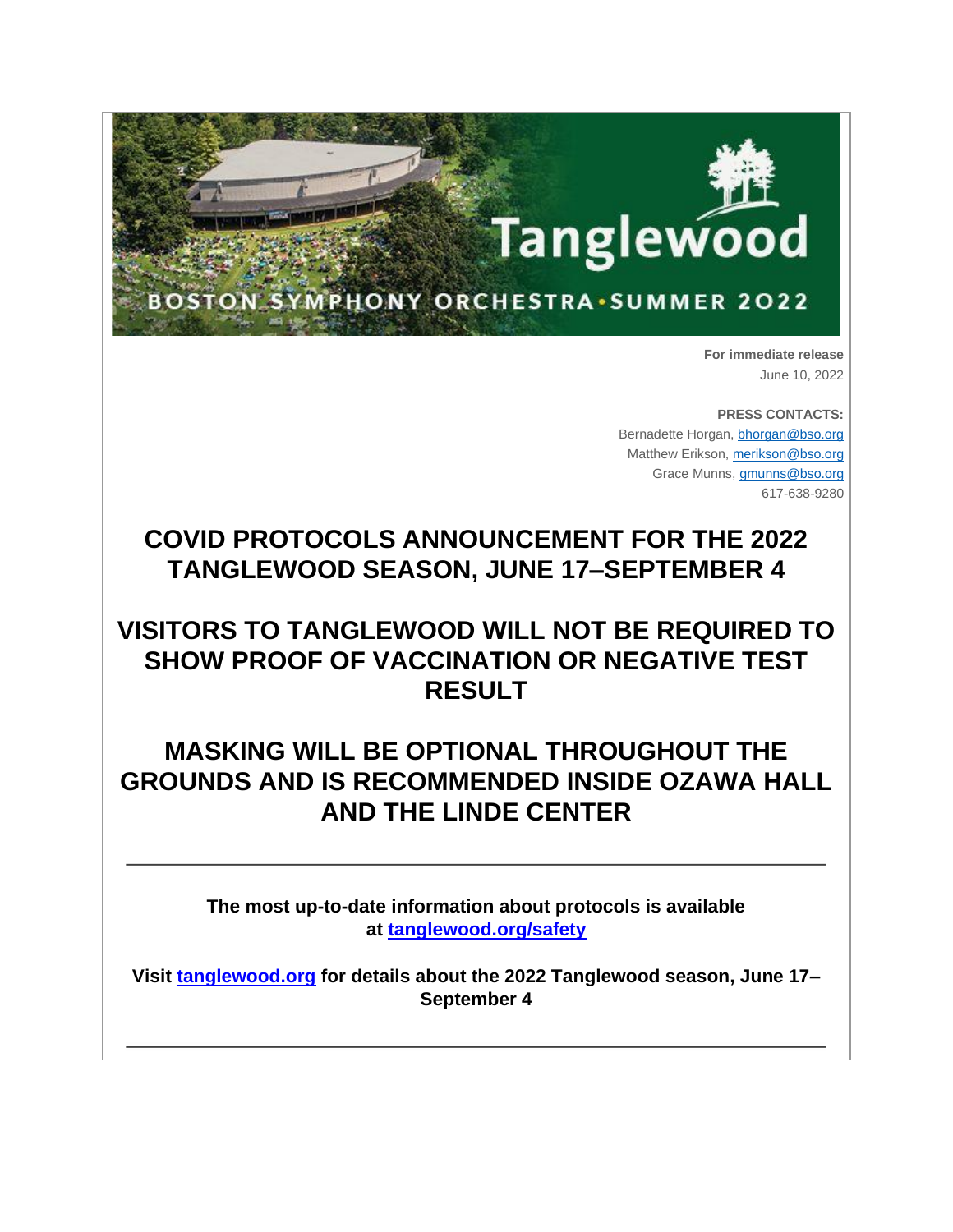**For immediate release**
June 10, 2022

**PRESS CONTACTS:**
Bernadette Horgan, bhorgan@bso.org
Matthew Erikson, merikson@bso.org
Grace Munns, gmunns@bso.org
617-638-9280

# COVID PROTOCOLS ANNOUNCEMENT FOR THE 2022 TANGLEWOOD SEASON, JUNE 17–SEPTEMBER 4

# VISITORS TO TANGLEWOOD WILL NOT BE REQUIRED TO SHOW PROOF OF VACCINATION OR NEGATIVE TEST RESULT

# MASKING WILL BE OPTIONAL THROUGHOUT THE GROUNDS AND IS RECOMMENDED INSIDE OZAWA HALL AND THE LINDE CENTER

---

**The most up-to-date information about protocols is available at [tanglewood.org/safety](tanglewood.org/safety)**

**Visit [tanglewood.org](tanglewood.org) for details about the 2022 Tanglewood season, June 17–September 4**

---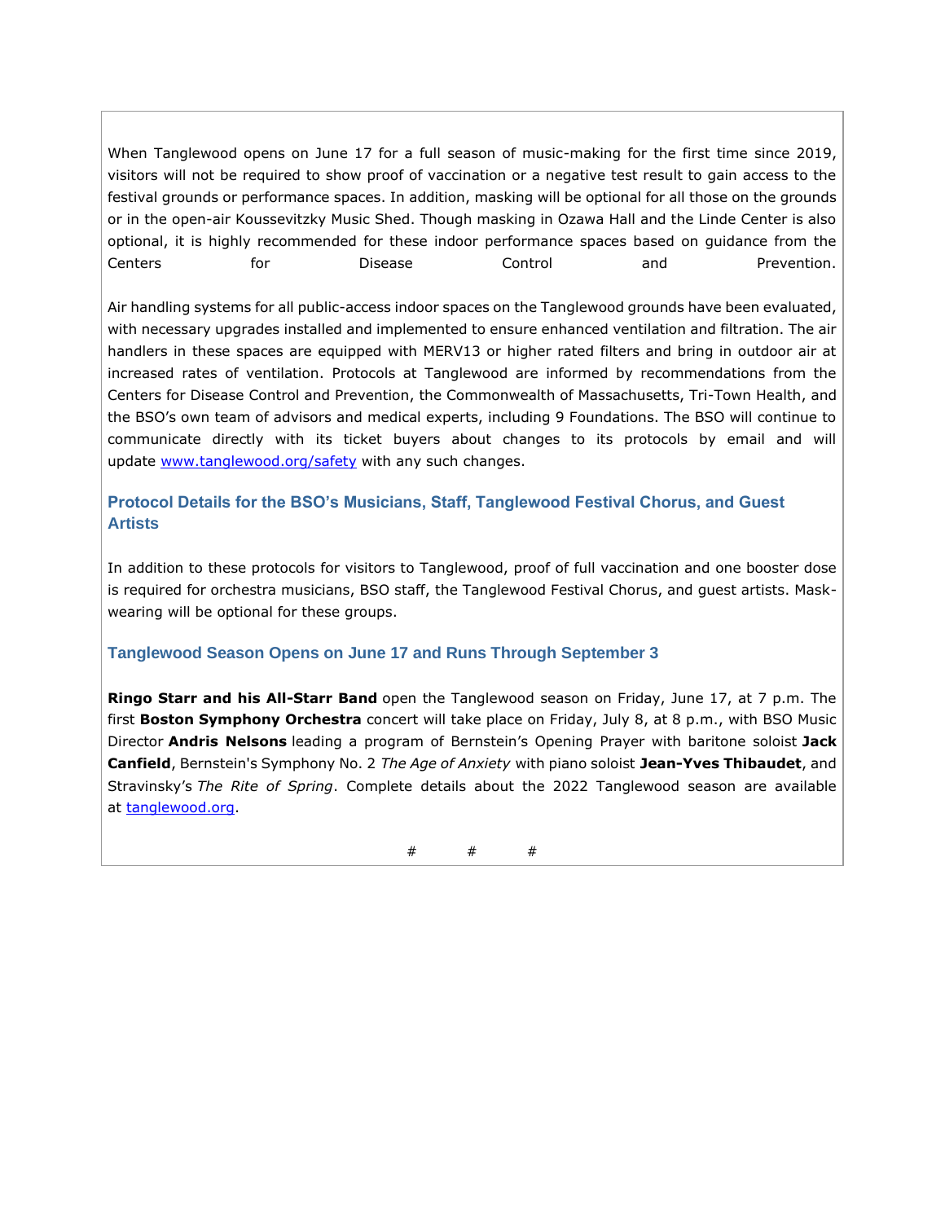When Tanglewood opens on June 17 for a full season of music-making for the first time since 2019, visitors will not be required to show proof of vaccination or a negative test result to gain access to the festival grounds or performance spaces. In addition, masking will be optional for all those on the grounds or in the open-air Koussevitzky Music Shed. Though masking in Ozawa Hall and the Linde Center is also optional, it is highly recommended for these indoor performance spaces based on guidance from the Centers for Disease Control and Prevention.

Air handling systems for all public-access indoor spaces on the Tanglewood grounds have been evaluated, with necessary upgrades installed and implemented to ensure enhanced ventilation and filtration. The air handlers in these spaces are equipped with MERV13 or higher rated filters and bring in outdoor air at increased rates of ventilation. Protocols at Tanglewood are informed by recommendations from the Centers for Disease Control and Prevention, the Commonwealth of Massachusetts, Tri-Town Health, and the BSO's own team of advisors and medical experts, including 9 Foundations. The BSO will continue to communicate directly with its ticket buyers about changes to its protocols by email and will update [www.tanglewood.org/safety](www.tanglewood.org/safety) with any such changes.

### Protocol Details for the BSO's Musicians, Staff, Tanglewood Festival Chorus, and Guest Artists

In addition to these protocols for visitors to Tanglewood, proof of full vaccination and one booster dose is required for orchestra musicians, BSO staff, the Tanglewood Festival Chorus, and guest artists. Mask-wearing will be optional for these groups.

### Tanglewood Season Opens on June 17 and Runs Through September 3

**Ringo Starr and his All-Starr Band** open the Tanglewood season on Friday, June 17, at 7 p.m. The first **Boston Symphony Orchestra** concert will take place on Friday, July 8, at 8 p.m., with BSO Music Director **Andris Nelsons** leading a program of Bernstein's Opening Prayer with baritone soloist **Jack Canfield**, Bernstein's Symphony No. 2 *The Age of Anxiety* with piano soloist **Jean-Yves Thibaudet**, and Stravinsky's *The Rite of Spring*. Complete details about the 2022 Tanglewood season are available at [tanglewood.org](tanglewood.org).

# # #